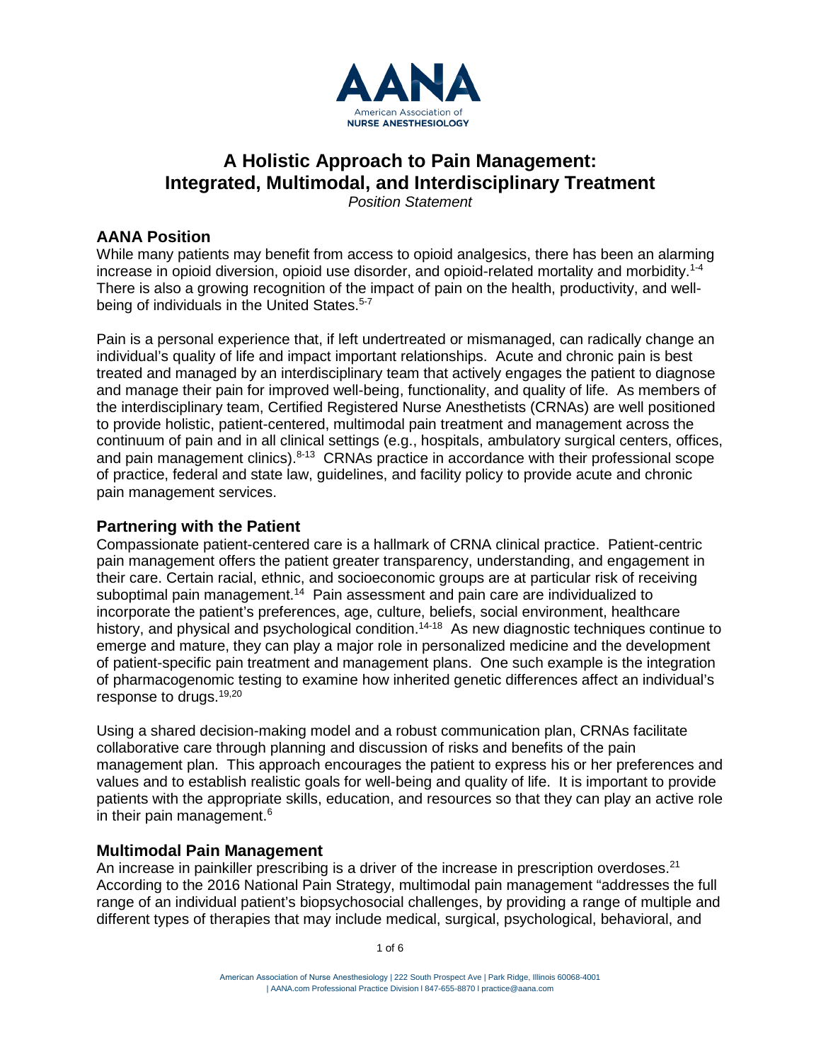# A Holistic Approach to Pain Management: Integrated, Multimodal, and Interdisciplinary Treatment

*Position Statement*

## AANA Position

While many patients may benefit from access to opioid analgesics, there has been an alarming increase in opioid diversion, opioid use disorder, and opioid-related mortality and morbidity.[1-4] There is also a growing recognition of the impact of pain on the health, productivity, and well-being of individuals in the United States.[5-7]

Pain is a personal experience that, if left undertreated or mismanaged, can radically change an individual's quality of life and impact important relationships. Acute and chronic pain is best treated and managed by an interdisciplinary team that actively engages the patient to diagnose and manage their pain for improved well-being, functionality, and quality of life. As members of the interdisciplinary team, Certified Registered Nurse Anesthetists (CRNAs) are well positioned to provide holistic, patient-centered, multimodal pain treatment and management across the continuum of pain and in all clinical settings (e.g., hospitals, ambulatory surgical centers, offices, and pain management clinics).[8-13] CRNAs practice in accordance with their professional scope of practice, federal and state law, guidelines, and facility policy to provide acute and chronic pain management services.

## Partnering with the Patient

Compassionate patient-centered care is a hallmark of CRNA clinical practice. Patient-centric pain management offers the patient greater transparency, understanding, and engagement in their care. Certain racial, ethnic, and socioeconomic groups are at particular risk of receiving suboptimal pain management.[14] Pain assessment and pain care are individualized to incorporate the patient's preferences, age, culture, beliefs, social environment, healthcare history, and physical and psychological condition.[14-18] As new diagnostic techniques continue to emerge and mature, they can play a major role in personalized medicine and the development of patient-specific pain treatment and management plans. One such example is the integration of pharmacogenomic testing to examine how inherited genetic differences affect an individual's response to drugs.[19,20]

Using a shared decision-making model and a robust communication plan, CRNAs facilitate collaborative care through planning and discussion of risks and benefits of the pain management plan. This approach encourages the patient to express his or her preferences and values and to establish realistic goals for well-being and quality of life. It is important to provide patients with the appropriate skills, education, and resources so that they can play an active role in their pain management.[6]

## Multimodal Pain Management

An increase in painkiller prescribing is a driver of the increase in prescription overdoses.[21] According to the 2016 National Pain Strategy, multimodal pain management "addresses the full range of an individual patient's biopsychosocial challenges, by providing a range of multiple and different types of therapies that may include medical, surgical, psychological, behavioral, and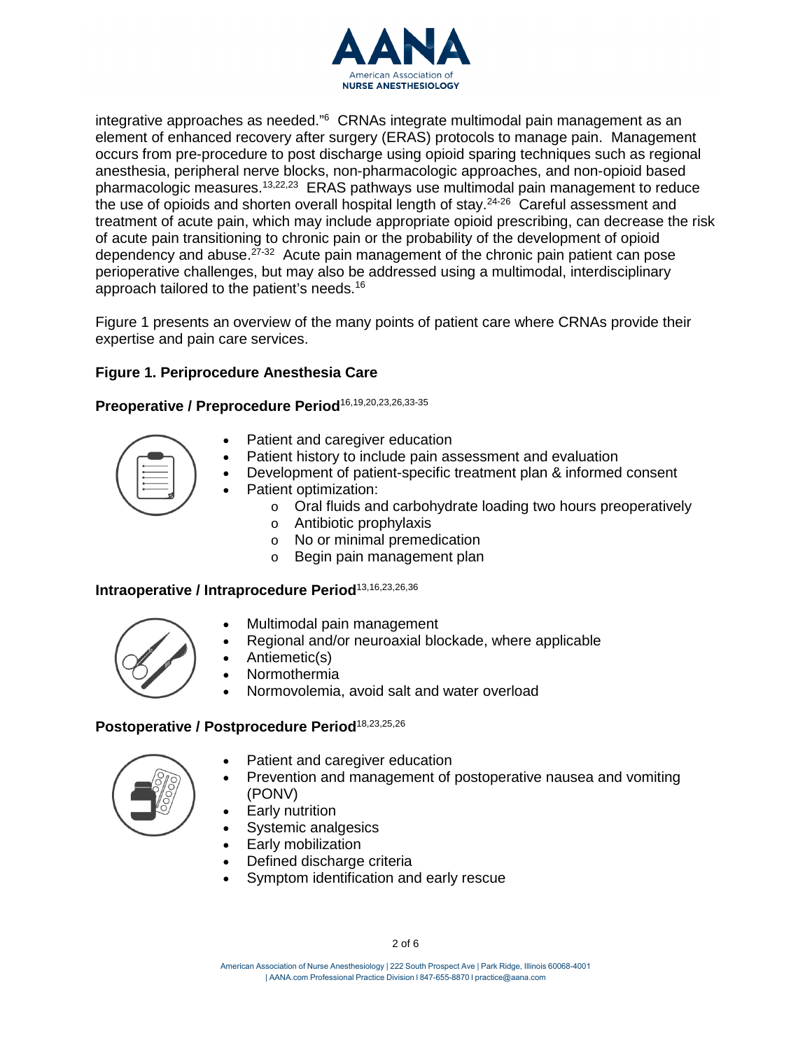integrative approaches as needed."[6] CRNAs integrate multimodal pain management as an element of enhanced recovery after surgery (ERAS) protocols to manage pain. Management occurs from pre-procedure to post discharge using opioid sparing techniques such as regional anesthesia, peripheral nerve blocks, non-pharmacologic approaches, and non-opioid based pharmacologic measures.[13,22,23] ERAS pathways use multimodal pain management to reduce the use of opioids and shorten overall hospital length of stay.[24-26] Careful assessment and treatment of acute pain, which may include appropriate opioid prescribing, can decrease the risk of acute pain transitioning to chronic pain or the probability of the development of opioid dependency and abuse.[27-32] Acute pain management of the chronic pain patient can pose perioperative challenges, but may also be addressed using a multimodal, interdisciplinary approach tailored to the patient's needs.[16]

Figure 1 presents an overview of the many points of patient care where CRNAs provide their expertise and pain care services.

**Figure 1. Periprocedure Anesthesia Care**

**Preoperative / Preprocedure Period**[16,19,20,23,26,33-35]

- Patient and caregiver education
- Patient history to include pain assessment and evaluation
- Development of patient-specific treatment plan & informed consent
- Patient optimization:
  - Oral fluids and carbohydrate loading two hours preoperatively
  - Antibiotic prophylaxis
  - No or minimal premedication
  - Begin pain management plan

**Intraoperative / Intraprocedure Period**[13,16,23,26,36]

- Multimodal pain management
- Regional and/or neuroaxial blockade, where applicable
- Antiemetic(s)
- Normothermia
- Normovolemia, avoid salt and water overload

**Postoperative / Postprocedure Period**[18,23,25,26]

- Patient and caregiver education
- Prevention and management of postoperative nausea and vomiting (PONV)
- Early nutrition
- Systemic analgesics
- Early mobilization
- Defined discharge criteria
- Symptom identification and early rescue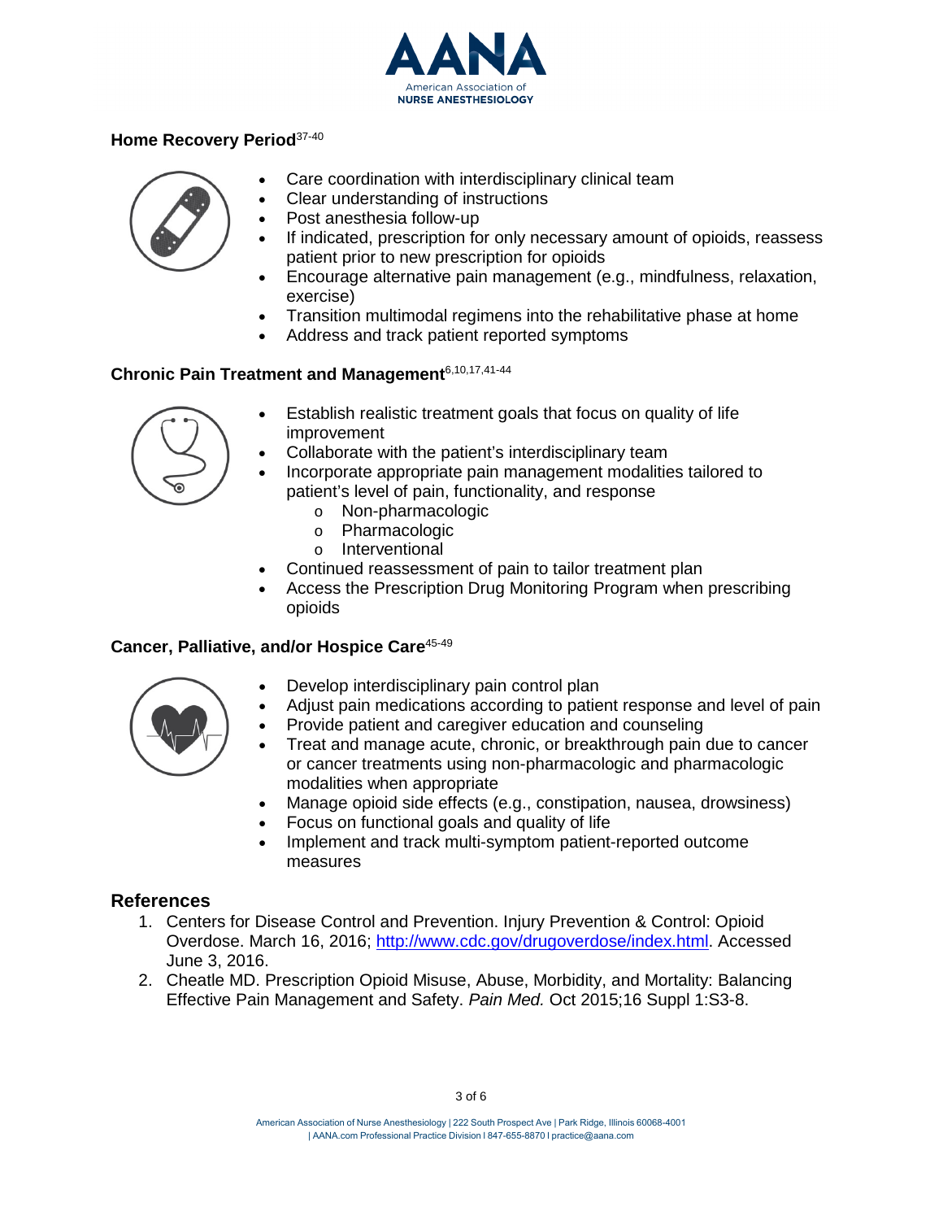### Home Recovery Period[37-40]

- Care coordination with interdisciplinary clinical team
- Clear understanding of instructions
- Post anesthesia follow-up
- If indicated, prescription for only necessary amount of opioids, reassess patient prior to new prescription for opioids
- Encourage alternative pain management (e.g., mindfulness, relaxation, exercise)
- Transition multimodal regimens into the rehabilitative phase at home
- Address and track patient reported symptoms

### Chronic Pain Treatment and Management[6,10,17,41-44]

- Establish realistic treatment goals that focus on quality of life improvement
- Collaborate with the patient's interdisciplinary team
- Incorporate appropriate pain management modalities tailored to patient's level of pain, functionality, and response
  - Non-pharmacologic
  - Pharmacologic
  - Interventional
- Continued reassessment of pain to tailor treatment plan
- Access the Prescription Drug Monitoring Program when prescribing opioids

### Cancer, Palliative, and/or Hospice Care[45-49]

- Develop interdisciplinary pain control plan
- Adjust pain medications according to patient response and level of pain
- Provide patient and caregiver education and counseling
- Treat and manage acute, chronic, or breakthrough pain due to cancer or cancer treatments using non-pharmacologic and pharmacologic modalities when appropriate
- Manage opioid side effects (e.g., constipation, nausea, drowsiness)
- Focus on functional goals and quality of life
- Implement and track multi-symptom patient-reported outcome measures

## References

1. Centers for Disease Control and Prevention. Injury Prevention & Control: Opioid Overdose. March 16, 2016; [http://www.cdc.gov/drugoverdose/index.html](http://www.cdc.gov/drugoverdose/index.html). Accessed June 3, 2016.
2. Cheatle MD. Prescription Opioid Misuse, Abuse, Morbidity, and Mortality: Balancing Effective Pain Management and Safety. *Pain Med.* Oct 2015;16 Suppl 1:S3-8.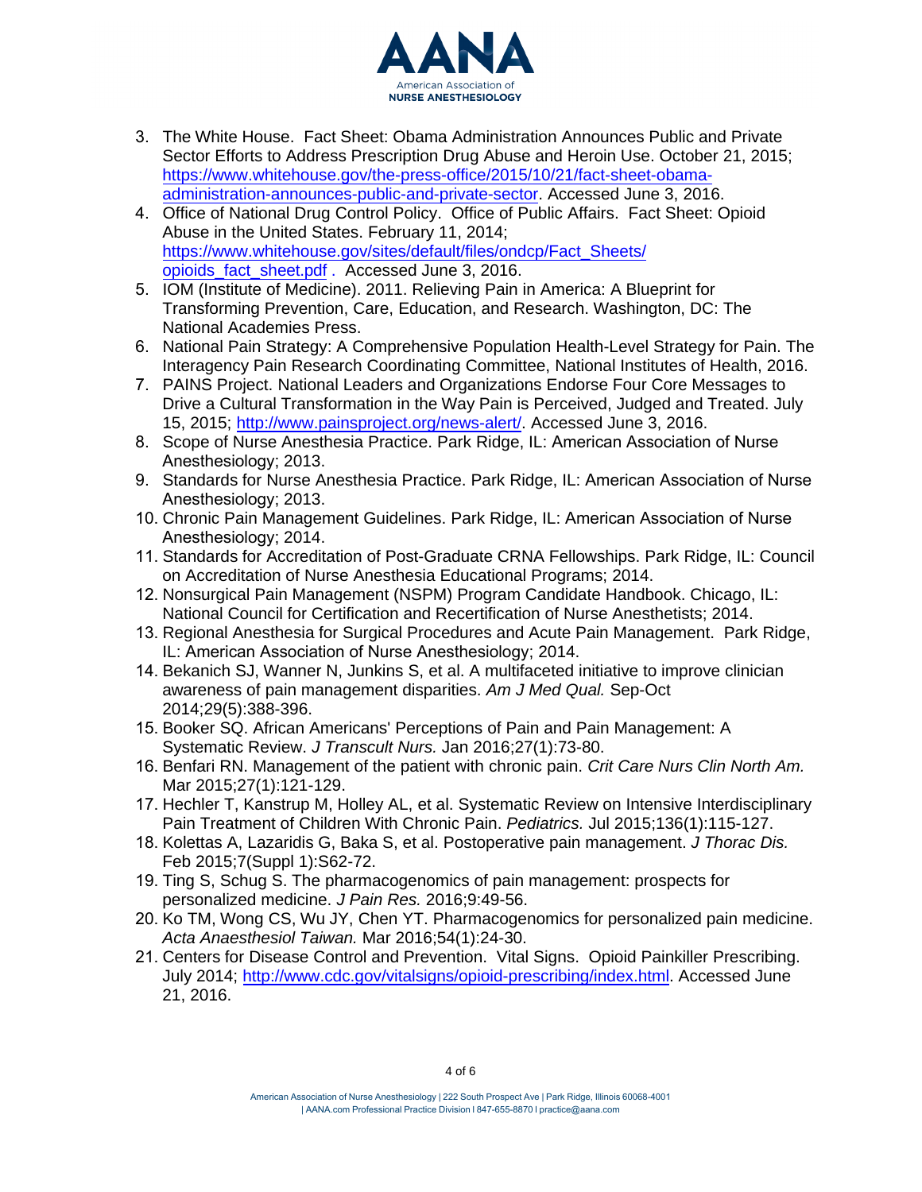3. The White House. Fact Sheet: Obama Administration Announces Public and Private Sector Efforts to Address Prescription Drug Abuse and Heroin Use. October 21, 2015; https://www.whitehouse.gov/the-press-office/2015/10/21/fact-sheet-obama-administration-announces-public-and-private-sector. Accessed June 3, 2016.
4. Office of National Drug Control Policy. Office of Public Affairs. Fact Sheet: Opioid Abuse in the United States. February 11, 2014; https://www.whitehouse.gov/sites/default/files/ondcp/Fact_Sheets/opioids_fact_sheet.pdf . Accessed June 3, 2016.
5. IOM (Institute of Medicine). 2011. Relieving Pain in America: A Blueprint for Transforming Prevention, Care, Education, and Research. Washington, DC: The National Academies Press.
6. National Pain Strategy: A Comprehensive Population Health-Level Strategy for Pain. The Interagency Pain Research Coordinating Committee, National Institutes of Health, 2016.
7. PAINS Project. National Leaders and Organizations Endorse Four Core Messages to Drive a Cultural Transformation in the Way Pain is Perceived, Judged and Treated. July 15, 2015; http://www.painsproject.org/news-alert/. Accessed June 3, 2016.
8. Scope of Nurse Anesthesia Practice. Park Ridge, IL: American Association of Nurse Anesthesiology; 2013.
9. Standards for Nurse Anesthesia Practice. Park Ridge, IL: American Association of Nurse Anesthesiology; 2013.
10. Chronic Pain Management Guidelines. Park Ridge, IL: American Association of Nurse Anesthesiology; 2014.
11. Standards for Accreditation of Post-Graduate CRNA Fellowships. Park Ridge, IL: Council on Accreditation of Nurse Anesthesia Educational Programs; 2014.
12. Nonsurgical Pain Management (NSPM) Program Candidate Handbook. Chicago, IL: National Council for Certification and Recertification of Nurse Anesthetists; 2014.
13. Regional Anesthesia for Surgical Procedures and Acute Pain Management. Park Ridge, IL: American Association of Nurse Anesthesiology; 2014.
14. Bekanich SJ, Wanner N, Junkins S, et al. A multifaceted initiative to improve clinician awareness of pain management disparities. *Am J Med Qual.* Sep-Oct 2014;29(5):388-396.
15. Booker SQ. African Americans' Perceptions of Pain and Pain Management: A Systematic Review. *J Transcult Nurs.* Jan 2016;27(1):73-80.
16. Benfari RN. Management of the patient with chronic pain. *Crit Care Nurs Clin North Am.* Mar 2015;27(1):121-129.
17. Hechler T, Kanstrup M, Holley AL, et al. Systematic Review on Intensive Interdisciplinary Pain Treatment of Children With Chronic Pain. *Pediatrics.* Jul 2015;136(1):115-127.
18. Kolettas A, Lazaridis G, Baka S, et al. Postoperative pain management. *J Thorac Dis.* Feb 2015;7(Suppl 1):S62-72.
19. Ting S, Schug S. The pharmacogenomics of pain management: prospects for personalized medicine. *J Pain Res.* 2016;9:49-56.
20. Ko TM, Wong CS, Wu JY, Chen YT. Pharmacogenomics for personalized pain medicine. *Acta Anaesthesiol Taiwan.* Mar 2016;54(1):24-30.
21. Centers for Disease Control and Prevention. Vital Signs. Opioid Painkiller Prescribing. July 2014; http://www.cdc.gov/vitalsigns/opioid-prescribing/index.html. Accessed June 21, 2016.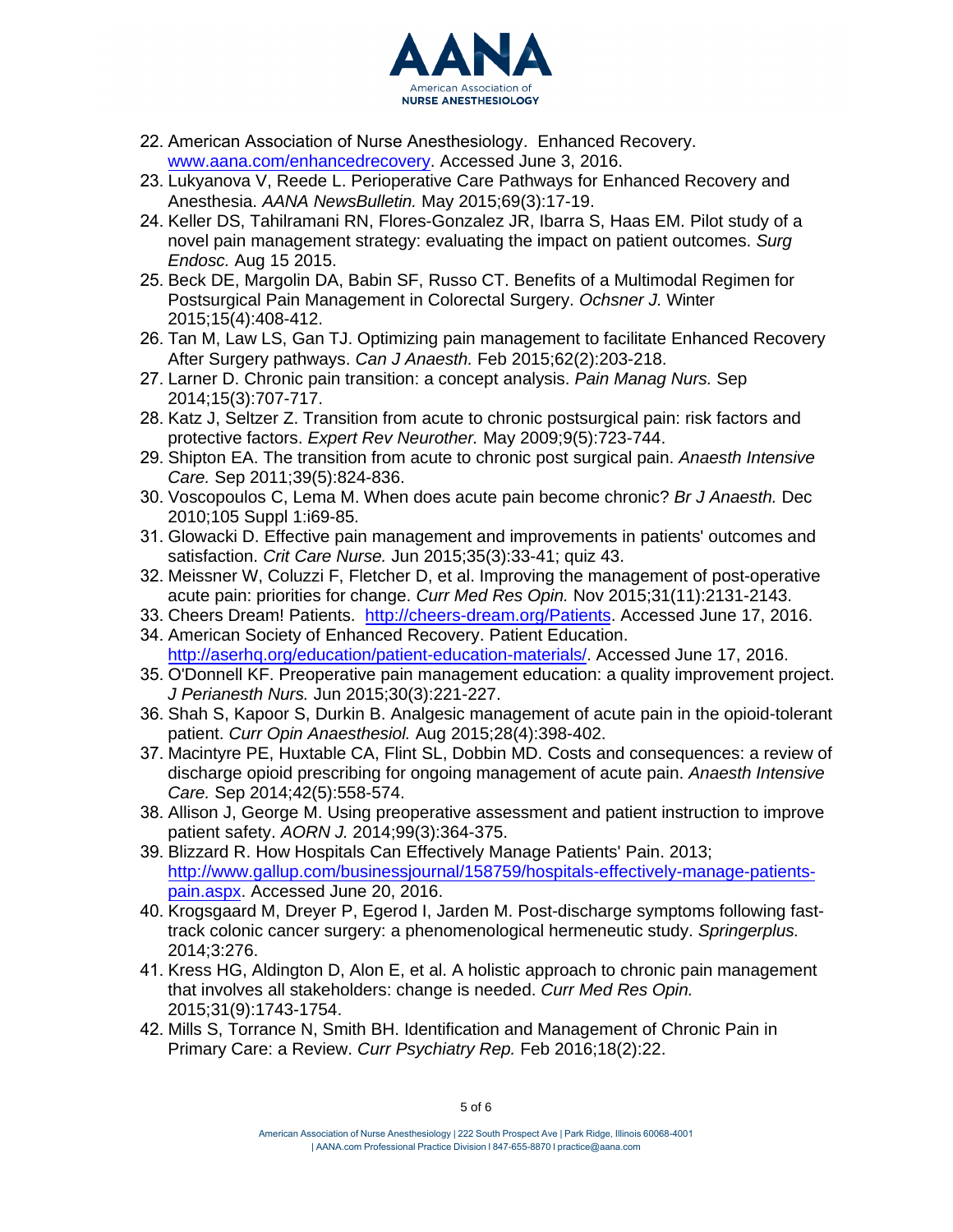22. American Association of Nurse Anesthesiology. Enhanced Recovery. www.aana.com/enhancedrecovery. Accessed June 3, 2016.
23. Lukyanova V, Reede L. Perioperative Care Pathways for Enhanced Recovery and Anesthesia. *AANA NewsBulletin.* May 2015;69(3):17-19.
24. Keller DS, Tahilramani RN, Flores-Gonzalez JR, Ibarra S, Haas EM. Pilot study of a novel pain management strategy: evaluating the impact on patient outcomes. *Surg Endosc.* Aug 15 2015.
25. Beck DE, Margolin DA, Babin SF, Russo CT. Benefits of a Multimodal Regimen for Postsurgical Pain Management in Colorectal Surgery. *Ochsner J.* Winter 2015;15(4):408-412.
26. Tan M, Law LS, Gan TJ. Optimizing pain management to facilitate Enhanced Recovery After Surgery pathways. *Can J Anaesth.* Feb 2015;62(2):203-218.
27. Larner D. Chronic pain transition: a concept analysis. *Pain Manag Nurs.* Sep 2014;15(3):707-717.
28. Katz J, Seltzer Z. Transition from acute to chronic postsurgical pain: risk factors and protective factors. *Expert Rev Neurother.* May 2009;9(5):723-744.
29. Shipton EA. The transition from acute to chronic post surgical pain. *Anaesth Intensive Care.* Sep 2011;39(5):824-836.
30. Voscopoulos C, Lema M. When does acute pain become chronic? *Br J Anaesth.* Dec 2010;105 Suppl 1:i69-85.
31. Glowacki D. Effective pain management and improvements in patients' outcomes and satisfaction. *Crit Care Nurse.* Jun 2015;35(3):33-41; quiz 43.
32. Meissner W, Coluzzi F, Fletcher D, et al. Improving the management of post-operative acute pain: priorities for change. *Curr Med Res Opin.* Nov 2015;31(11):2131-2143.
33. Cheers Dream! Patients. http://cheers-dream.org/Patients. Accessed June 17, 2016.
34. American Society of Enhanced Recovery. Patient Education. http://aserhq.org/education/patient-education-materials/. Accessed June 17, 2016.
35. O'Donnell KF. Preoperative pain management education: a quality improvement project. *J Perianesth Nurs.* Jun 2015;30(3):221-227.
36. Shah S, Kapoor S, Durkin B. Analgesic management of acute pain in the opioid-tolerant patient. *Curr Opin Anaesthesiol.* Aug 2015;28(4):398-402.
37. Macintyre PE, Huxtable CA, Flint SL, Dobbin MD. Costs and consequences: a review of discharge opioid prescribing for ongoing management of acute pain. *Anaesth Intensive Care.* Sep 2014;42(5):558-574.
38. Allison J, George M. Using preoperative assessment and patient instruction to improve patient safety. *AORN J.* 2014;99(3):364-375.
39. Blizzard R. How Hospitals Can Effectively Manage Patients' Pain. 2013; http://www.gallup.com/businessjournal/158759/hospitals-effectively-manage-patients-pain.aspx. Accessed June 20, 2016.
40. Krogsgaard M, Dreyer P, Egerod I, Jarden M. Post-discharge symptoms following fast-track colonic cancer surgery: a phenomenological hermeneutic study. *Springerplus.* 2014;3:276.
41. Kress HG, Aldington D, Alon E, et al. A holistic approach to chronic pain management that involves all stakeholders: change is needed. *Curr Med Res Opin.* 2015;31(9):1743-1754.
42. Mills S, Torrance N, Smith BH. Identification and Management of Chronic Pain in Primary Care: a Review. *Curr Psychiatry Rep.* Feb 2016;18(2):22.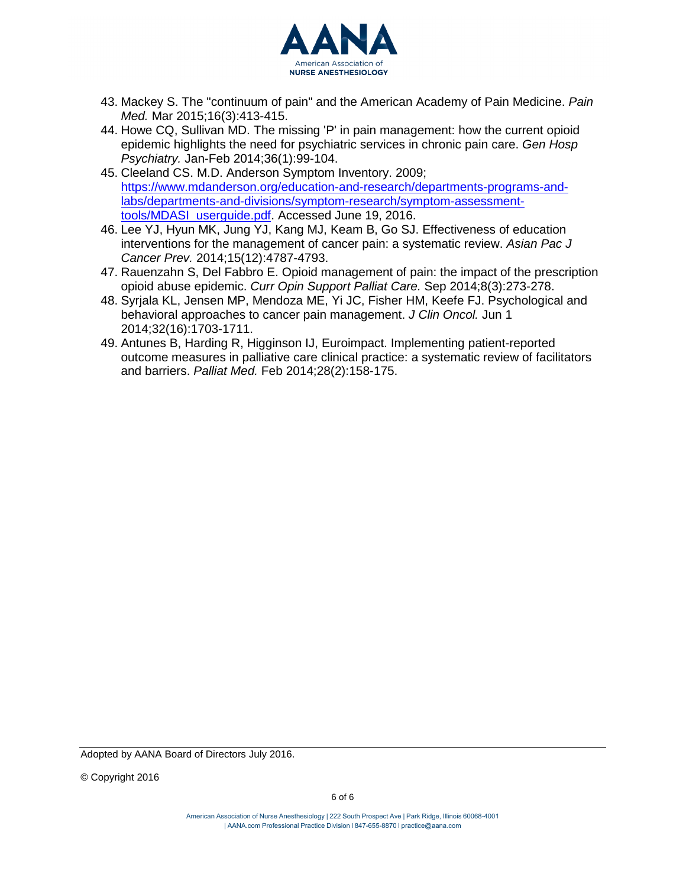43. Mackey S. The "continuum of pain" and the American Academy of Pain Medicine. *Pain Med.* Mar 2015;16(3):413-415.
44. Howe CQ, Sullivan MD. The missing 'P' in pain management: how the current opioid epidemic highlights the need for psychiatric services in chronic pain care. *Gen Hosp Psychiatry.* Jan-Feb 2014;36(1):99-104.
45. Cleeland CS. M.D. Anderson Symptom Inventory. 2009; [https://www.mdanderson.org/education-and-research/departments-programs-and-labs/departments-and-divisions/symptom-research/symptom-assessment-tools/MDASI_userguide.pdf](https://www.mdanderson.org/education-and-research/departments-programs-and-labs/departments-and-divisions/symptom-research/symptom-assessment-tools/MDASI_userguide.pdf). Accessed June 19, 2016.
46. Lee YJ, Hyun MK, Jung YJ, Kang MJ, Keam B, Go SJ. Effectiveness of education interventions for the management of cancer pain: a systematic review. *Asian Pac J Cancer Prev.* 2014;15(12):4787-4793.
47. Rauenzahn S, Del Fabbro E. Opioid management of pain: the impact of the prescription opioid abuse epidemic. *Curr Opin Support Palliat Care.* Sep 2014;8(3):273-278.
48. Syrjala KL, Jensen MP, Mendoza ME, Yi JC, Fisher HM, Keefe FJ. Psychological and behavioral approaches to cancer pain management. *J Clin Oncol.* Jun 1 2014;32(16):1703-1711.
49. Antunes B, Harding R, Higginson IJ, Euroimpact. Implementing patient-reported outcome measures in palliative care clinical practice: a systematic review of facilitators and barriers. *Palliat Med.* Feb 2014;28(2):158-175.

Adopted by AANA Board of Directors July 2016.

© Copyright 2016